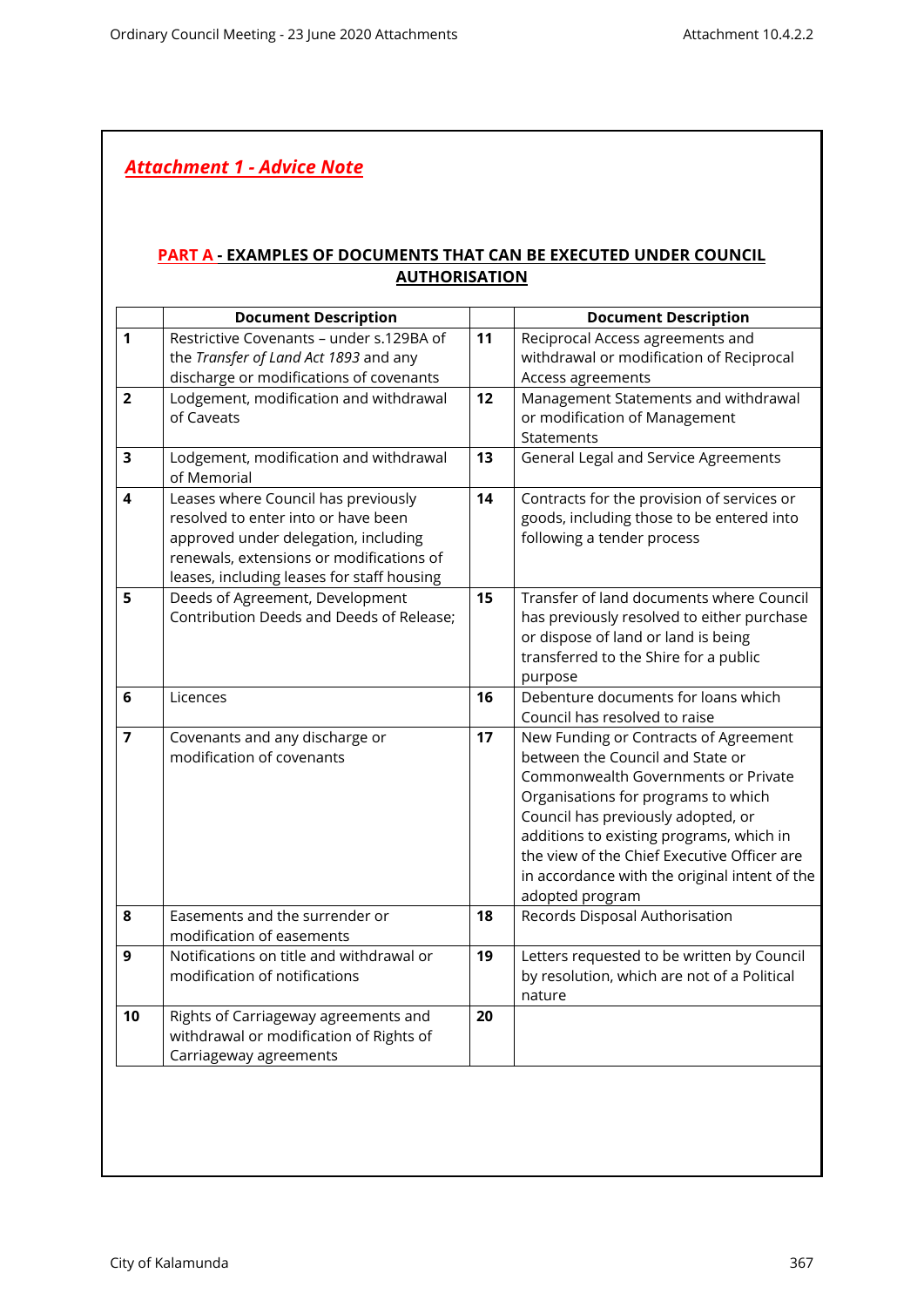## *Attachment 1 - Advice Note*

### PART A - EXAMPLES OF DOCUMENTS THAT CAN BE EXECUTED UNDER COUNCIL AUTHORISATION

| | Document Description | | Document Description |
|---|---|---|---|
| **1** | Restrictive Covenants – under s.129BA of the *Transfer of Land Act 1893* and any discharge or modifications of covenants | **11** | Reciprocal Access agreements and withdrawal or modification of Reciprocal Access agreements |
| **2** | Lodgement, modification and withdrawal of Caveats | **12** | Management Statements and withdrawal or modification of Management Statements |
| **3** | Lodgement, modification and withdrawal of Memorial | **13** | General Legal and Service Agreements |
| **4** | Leases where Council has previously resolved to enter into or have been approved under delegation, including renewals, extensions or modifications of leases, including leases for staff housing | **14** | Contracts for the provision of services or goods, including those to be entered into following a tender process |
| **5** | Deeds of Agreement, Development Contribution Deeds and Deeds of Release; | **15** | Transfer of land documents where Council has previously resolved to either purchase or dispose of land or land is being transferred to the Shire for a public purpose |
| **6** | Licences | **16** | Debenture documents for loans which Council has resolved to raise |
| **7** | Covenants and any discharge or modification of covenants | **17** | New Funding or Contracts of Agreement between the Council and State or Commonwealth Governments or Private Organisations for programs to which Council has previously adopted, or additions to existing programs, which in the view of the Chief Executive Officer are in accordance with the original intent of the adopted program |
| **8** | Easements and the surrender or modification of easements | **18** | Records Disposal Authorisation |
| **9** | Notifications on title and withdrawal or modification of notifications | **19** | Letters requested to be written by Council by resolution, which are not of a Political nature |
| **10** | Rights of Carriageway agreements and withdrawal or modification of Rights of Carriageway agreements | **20** | |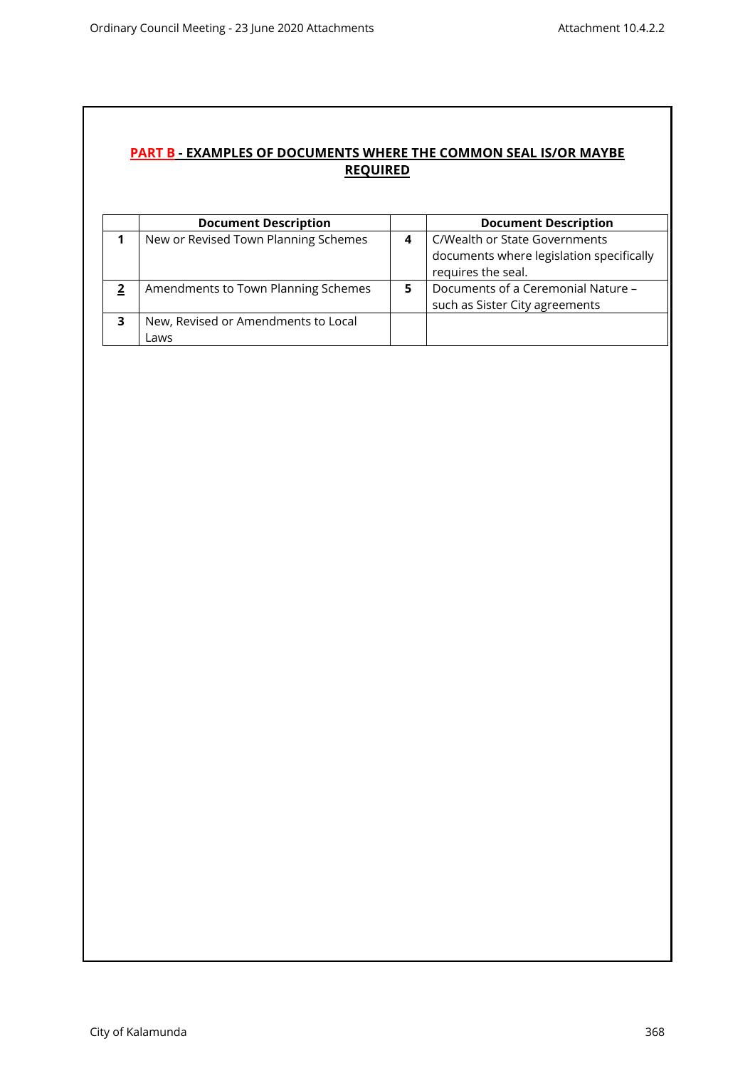## PART B - EXAMPLES OF DOCUMENTS WHERE THE COMMON SEAL IS/OR MAYBE REQUIRED

| | Document Description | | Document Description |
|---|---|---|---|
| **1** | New or Revised Town Planning Schemes | **4** | C/Wealth or State Governments documents where legislation specifically requires the seal. |
| **2** | Amendments to Town Planning Schemes | **5** | Documents of a Ceremonial Nature – such as Sister City agreements |
| **3** | New, Revised or Amendments to Local Laws | | |